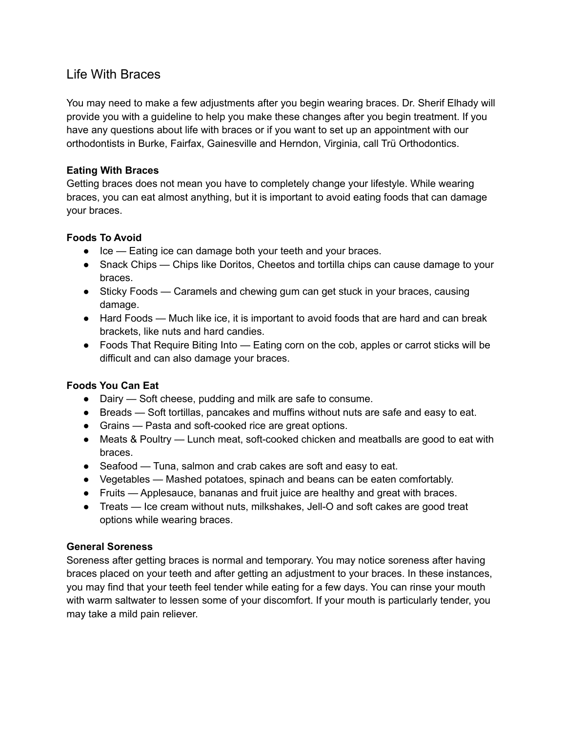# Life With Braces

You may need to make a few adjustments after you begin wearing braces. Dr. Sherif Elhady will provide you with a guideline to help you make these changes after you begin treatment. If you have any questions about life with braces or if you want to set up an appointment with our orthodontists in Burke, Fairfax, Gainesville and Herndon, Virginia, call Trü Orthodontics.

**Eating With Braces**

Getting braces does not mean you have to completely change your lifestyle. While wearing braces, you can eat almost anything, but it is important to avoid eating foods that can damage your braces.

**Foods To Avoid**

- Ice — Eating ice can damage both your teeth and your braces.
- Snack Chips — Chips like Doritos, Cheetos and tortilla chips can cause damage to your braces.
- Sticky Foods — Caramels and chewing gum can get stuck in your braces, causing damage.
- Hard Foods — Much like ice, it is important to avoid foods that are hard and can break brackets, like nuts and hard candies.
- Foods That Require Biting Into — Eating corn on the cob, apples or carrot sticks will be difficult and can also damage your braces.

**Foods You Can Eat**

- Dairy — Soft cheese, pudding and milk are safe to consume.
- Breads — Soft tortillas, pancakes and muffins without nuts are safe and easy to eat.
- Grains — Pasta and soft-cooked rice are great options.
- Meats & Poultry — Lunch meat, soft-cooked chicken and meatballs are good to eat with braces.
- Seafood — Tuna, salmon and crab cakes are soft and easy to eat.
- Vegetables — Mashed potatoes, spinach and beans can be eaten comfortably.
- Fruits — Applesauce, bananas and fruit juice are healthy and great with braces.
- Treats — Ice cream without nuts, milkshakes, Jell-O and soft cakes are good treat options while wearing braces.

**General Soreness**

Soreness after getting braces is normal and temporary. You may notice soreness after having braces placed on your teeth and after getting an adjustment to your braces. In these instances, you may find that your teeth feel tender while eating for a few days. You can rinse your mouth with warm saltwater to lessen some of your discomfort. If your mouth is particularly tender, you may take a mild pain reliever.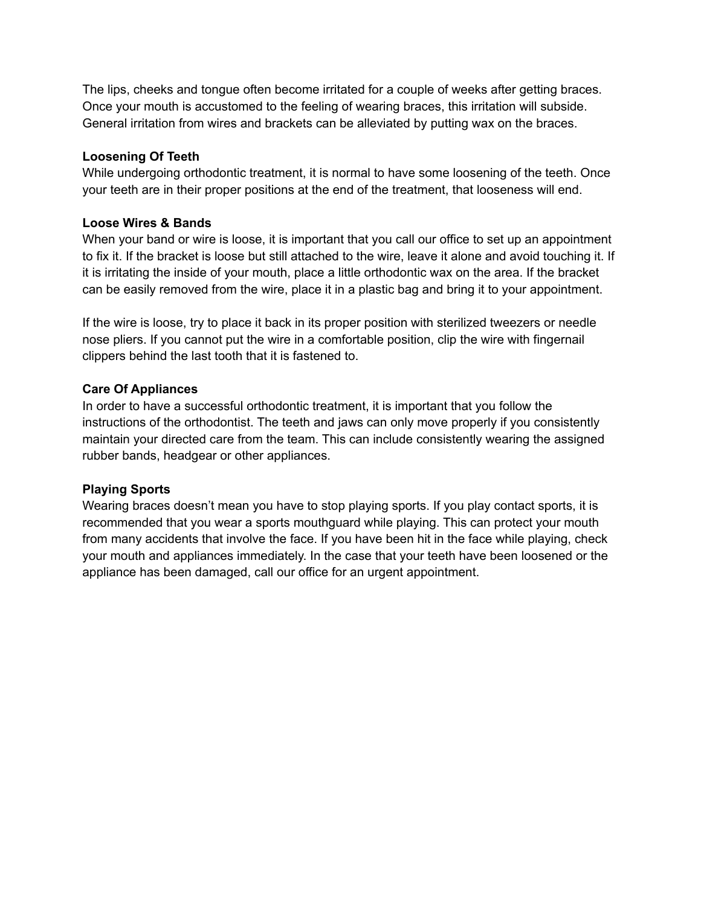The lips, cheeks and tongue often become irritated for a couple of weeks after getting braces. Once your mouth is accustomed to the feeling of wearing braces, this irritation will subside. General irritation from wires and brackets can be alleviated by putting wax on the braces.

**Loosening Of Teeth**
While undergoing orthodontic treatment, it is normal to have some loosening of the teeth. Once your teeth are in their proper positions at the end of the treatment, that looseness will end.

**Loose Wires & Bands**
When your band or wire is loose, it is important that you call our office to set up an appointment to fix it. If the bracket is loose but still attached to the wire, leave it alone and avoid touching it. If it is irritating the inside of your mouth, place a little orthodontic wax on the area. If the bracket can be easily removed from the wire, place it in a plastic bag and bring it to your appointment.

If the wire is loose, try to place it back in its proper position with sterilized tweezers or needle nose pliers. If you cannot put the wire in a comfortable position, clip the wire with fingernail clippers behind the last tooth that it is fastened to.

**Care Of Appliances**
In order to have a successful orthodontic treatment, it is important that you follow the instructions of the orthodontist. The teeth and jaws can only move properly if you consistently maintain your directed care from the team. This can include consistently wearing the assigned rubber bands, headgear or other appliances.

**Playing Sports**
Wearing braces doesn't mean you have to stop playing sports. If you play contact sports, it is recommended that you wear a sports mouthguard while playing. This can protect your mouth from many accidents that involve the face. If you have been hit in the face while playing, check your mouth and appliances immediately. In the case that your teeth have been loosened or the appliance has been damaged, call our office for an urgent appointment.